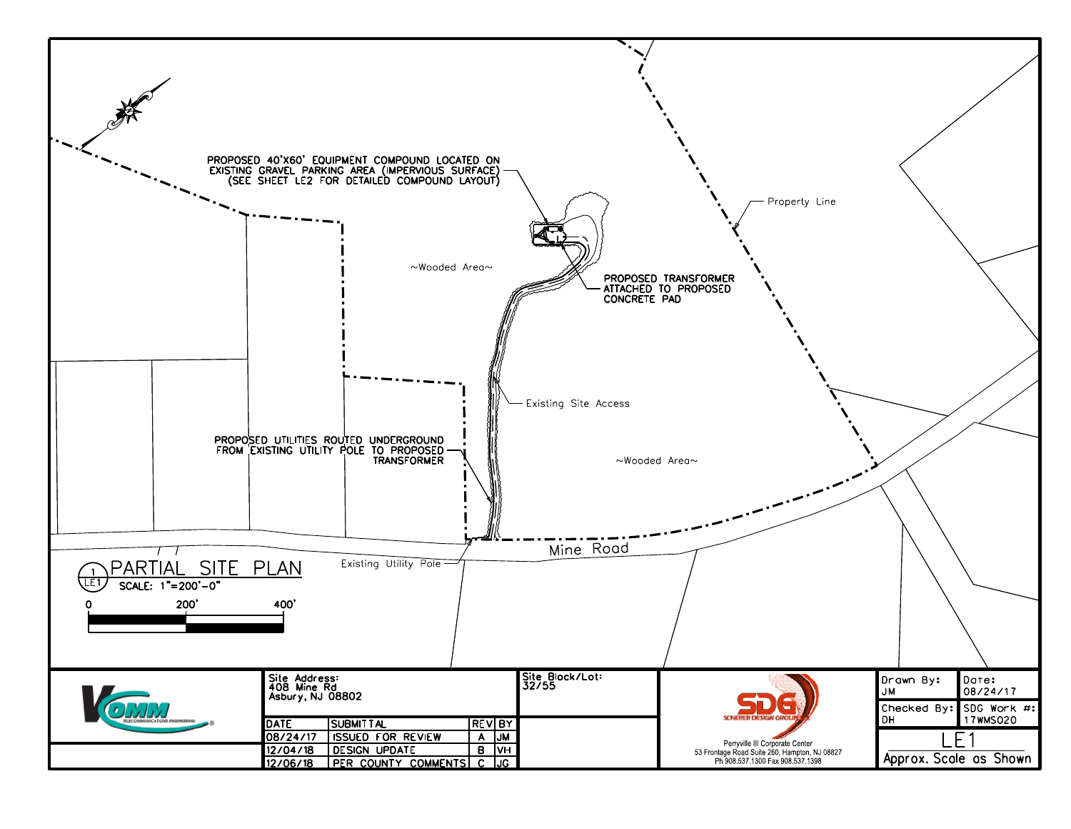PROPOSED 40'X60' EQUIPMENT COMPOUND LOCATED ON EXISTING GRAVEL PARKING AREA (IMPERVIOUS SURFACE) (SEE SHEET LE2 FOR DETAILED COMPOUND LAYOUT)

Property Line

~Wooded Area~

PROPOSED TRANSFORMER ATTACHED TO PROPOSED CONCRETE PAD

Existing Site Access

PROPOSED UTILITIES ROUTED UNDERGROUND FROM EXISTING UTILITY POLE TO PROPOSED TRANSFORMER

~Wooded Area~

Mine Road

Existing Utility Pole

## 1/LE1 PARTIAL SITE PLAN

SCALE: 1"=200'-0"

0 200' 400'

VCOMM TELECOMMUNICATIONS ENGINEERING

**Site Address:**
408 Mine Rd
Asbury, NJ 08802

**Site Block/Lot:**
32/55

| DATE | SUBMITTAL | REV | BY |
|---|---|---|---|
| 08/24/17 | ISSUED FOR REVIEW | A | JM |
| 12/04/18 | DESIGN UPDATE | B | VH |
| 12/06/18 | PER COUNTY COMMENTS | C | JG |

SDG SCHERER DESIGN GROUP LLC

Perryville III Corporate Center
53 Frontage Road Suite 260, Hampton, NJ 08827
Ph 908.537.1300 Fax 908.537.1398

| Drawn By: JM | Date: 08/24/17 |
|---|---|
| Checked By: DH | SDG Work #: 17WMS020 |

LE1

Approx. Scale as Shown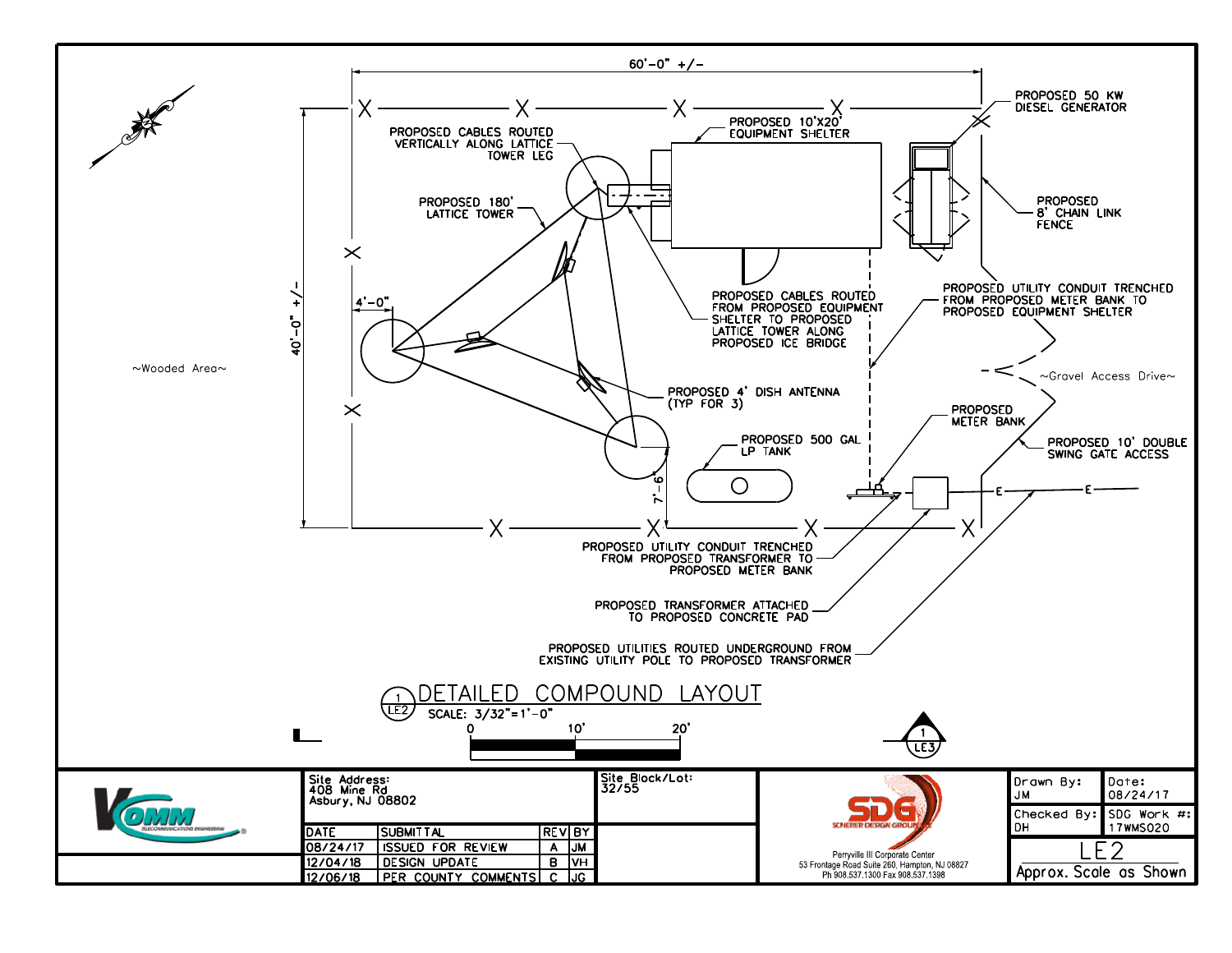60'-0" +/-

40'-0" +/-

4'-0"

7'-6"

PROPOSED CABLES ROUTED VERTICALLY ALONG LATTICE TOWER LEG

PROPOSED 10'X20' EQUIPMENT SHELTER

PROPOSED 50 KW DIESEL GENERATOR

PROPOSED 180' LATTICE TOWER

PROPOSED 8' CHAIN LINK FENCE

PROPOSED CABLES ROUTED FROM PROPOSED EQUIPMENT SHELTER TO PROPOSED LATTICE TOWER ALONG PROPOSED ICE BRIDGE

PROPOSED UTILITY CONDUIT TRENCHED FROM PROPOSED METER BANK TO PROPOSED EQUIPMENT SHELTER

~Wooded Area~

~Gravel Access Drive~

PROPOSED 4' DISH ANTENNA (TYP FOR 3)

PROPOSED METER BANK

PROPOSED 500 GAL LP TANK

PROPOSED 10' DOUBLE SWING GATE ACCESS

PROPOSED UTILITY CONDUIT TRENCHED FROM PROPOSED TRANSFORMER TO PROPOSED METER BANK

PROPOSED TRANSFORMER ATTACHED TO PROPOSED CONCRETE PAD

PROPOSED UTILITIES ROUTED UNDERGROUND FROM EXISTING UTILITY POLE TO PROPOSED TRANSFORMER

## DETAILED COMPOUND LAYOUT (1/LE2)

SCALE: 3/32"=1'-0"

0 10' 20'

1/LE3

VCOMM TELECOMMUNICATIONS ENGINEERING

Site Address:
408 Mine Rd
Asbury, NJ 08802

Site Block/Lot:
32/55

| DATE | SUBMITTAL | REV | BY |
|---|---|---|---|
| 08/24/17 | ISSUED FOR REVIEW | A | JM |
| 12/04/18 | DESIGN UPDATE | B | VH |
| 12/06/18 | PER COUNTY COMMENTS | C | JG |

SDG SCHERER DESIGN GROUP
Perryville III Corporate Center
53 Frontage Road Suite 260, Hampton, NJ 08827
Ph 908.537.1300 Fax 908.537.1398

| Drawn By: JM | Date: 08/24/17 |
|---|---|
| Checked By: DH | SDG Work #: 17WMS020 |

LE2

Approx. Scale as Shown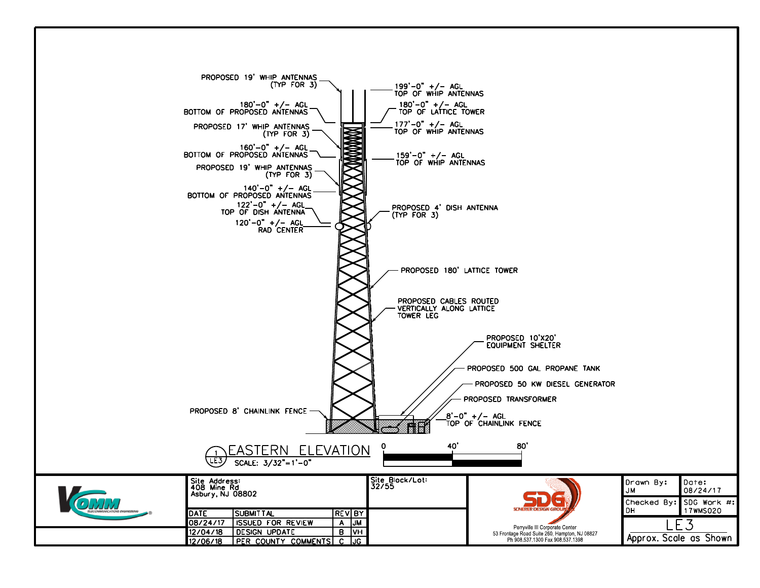PROPOSED 19' WHIP ANTENNAS (TYP FOR 3)

180'-0" +/- AGL BOTTOM OF PROPOSED ANTENNAS

PROPOSED 17' WHIP ANTENNAS (TYP FOR 3)

160'-0" +/- AGL BOTTOM OF PROPOSED ANTENNAS

PROPOSED 19' WHIP ANTENNAS (TYP FOR 3)

140'-0" +/- AGL BOTTOM OF PROPOSED ANTENNAS

122'-0" +/- AGL TOP OF DISH ANTENNA

120'-0" +/- AGL RAD CENTER

PROPOSED 8' CHAINLINK FENCE

199'-0" +/- AGL TOP OF WHIP ANTENNAS

180'-0" +/- AGL TOP OF LATTICE TOWER

177'-0" +/- AGL TOP OF WHIP ANTENNAS

159'-0" +/- AGL TOP OF WHIP ANTENNAS

PROPOSED 4' DISH ANTENNA (TYP FOR 3)

PROPOSED 180' LATTICE TOWER

PROPOSED CABLES ROUTED VERTICALLY ALONG LATTICE TOWER LEG

PROPOSED 10'X20' EQUIPMENT SHELTER

PROPOSED 500 GAL PROPANE TANK

PROPOSED 50 KW DIESEL GENERATOR

PROPOSED TRANSFORMER

8'-0" +/- AGL TOP OF CHAINLINK FENCE

# 1 / LE3 EASTERN ELEVATION

SCALE: 3/32"=1'-0"

0 40' 80'

VCOMM TELECOMMUNICATIONS ENGINEERING

Site Address:
408 Mine Rd
Asbury, NJ 08802

Site Block/Lot:
32/55

| DATE | SUBMITTAL | REV | BY |
|---|---|---|---|
| 08/24/17 | ISSUED FOR REVIEW | A | JM |
| 12/04/18 | DESIGN UPDATE | B | VH |
| 12/06/18 | PER COUNTY COMMENTS | C | JG |

SDG SCHERER DESIGN GROUP, LLC
Perryville III Corporate Center
53 Frontage Road Suite 260, Hampton, NJ 08827
Ph 908.537.1300 Fax 908.537.1398

| | |
|---|---|
| Drawn By: JM | Date: 08/24/17 |
| Checked By: DH | SDG Work #: 17WMS020 |

LE3

Approx. Scale as Shown